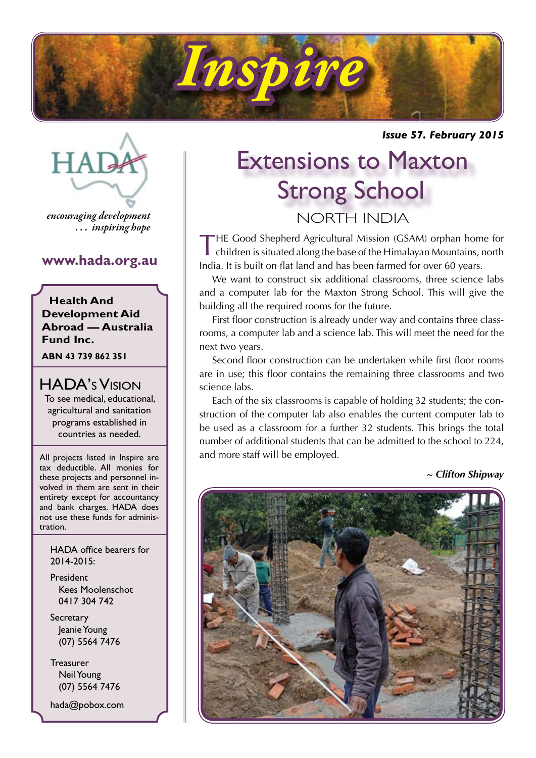# Inspire

*Issue 57. February 2015*

HADA

*encouraging development ... inspiring hope*

**www.hada.org.au**

**Health And Development Aid Abroad — Australia Fund Inc.**

**ABN 43 739 862 351**

## HADA's Vision

To see medical, educational, agricultural and sanitation programs established in countries as needed.

All projects listed in Inspire are tax deductible. All monies for these projects and personnel involved in them are sent in their entirety except for accountancy and bank charges. HADA does not use these funds for administration.

HADA office bearers for 2014-2015:

President
Kees Moolenschot
0417 304 742

Secretary
Jeanie Young
(07) 5564 7476

Treasurer
Neil Young
(07) 5564 7476

hada@pobox.com

# Extensions to Maxton Strong School

## NORTH INDIA

THE Good Shepherd Agricultural Mission (GSAM) orphan home for children is situated along the base of the Himalayan Mountains, north India. It is built on flat land and has been farmed for over 60 years.

We want to construct six additional classrooms, three science labs and a computer lab for the Maxton Strong School. This will give the building all the required rooms for the future.

First floor construction is already under way and contains three classrooms, a computer lab and a science lab. This will meet the need for the next two years.

Second floor construction can be undertaken while first floor rooms are in use; this floor contains the remaining three classrooms and two science labs.

Each of the six classrooms is capable of holding 32 students; the construction of the computer lab also enables the current computer lab to be used as a classroom for a further 32 students. This brings the total number of additional students that can be admitted to the school to 224, and more staff will be employed.

*~ Clifton Shipway*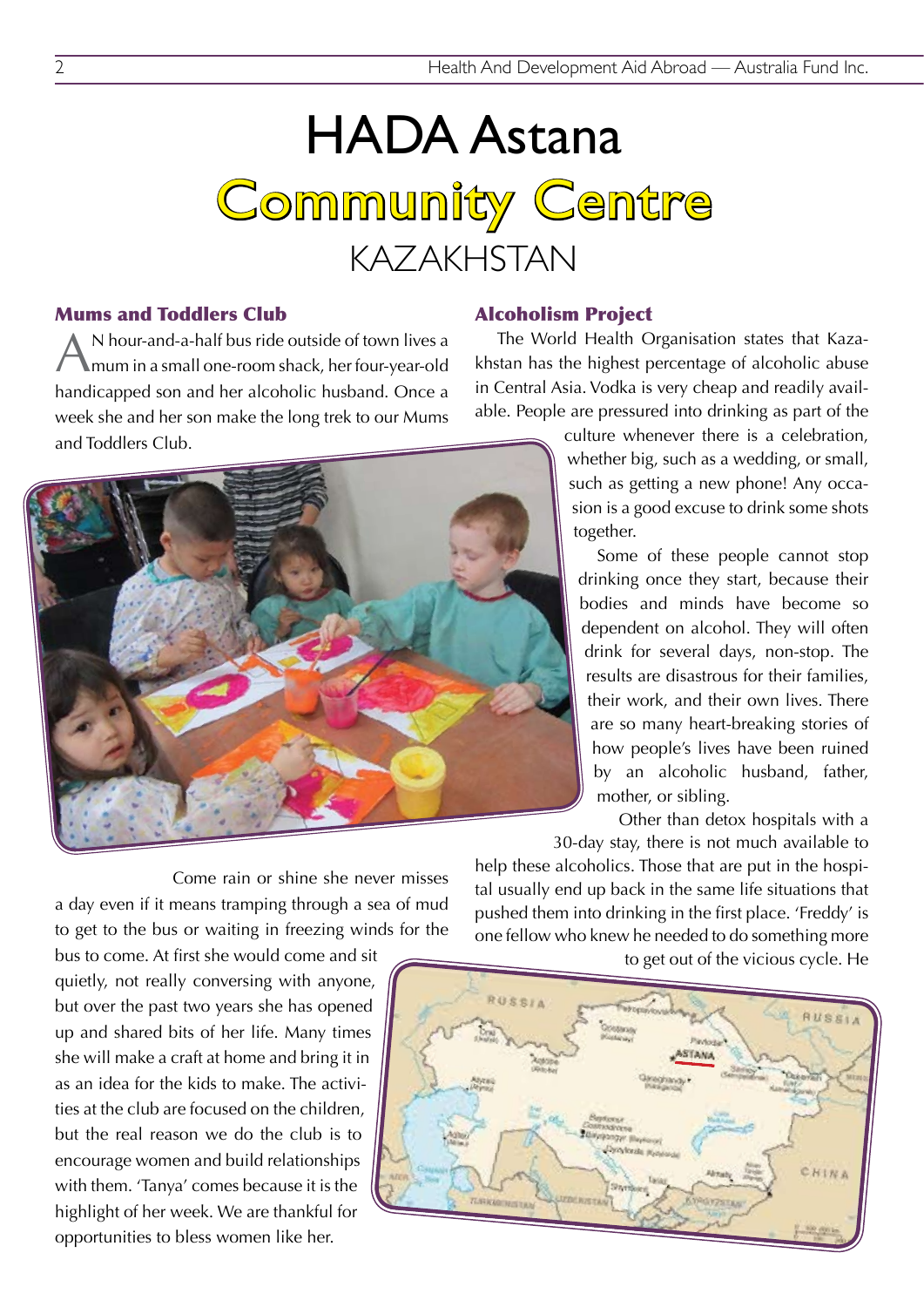# HADA Astana

# Community Centre

## KAZAKHSTAN

### Mums and Toddlers Club

AN hour-and-a-half bus ride outside of town lives a mum in a small one-room shack, her four-year-old handicapped son and her alcoholic husband. Once a week she and her son make the long trek to our Mums and Toddlers Club.

Come rain or shine she never misses a day even if it means tramping through a sea of mud to get to the bus or waiting in freezing winds for the bus to come. At first she would come and sit quietly, not really conversing with anyone, but over the past two years she has opened up and shared bits of her life. Many times she will make a craft at home and bring it in as an idea for the kids to make. The activities at the club are focused on the children, but the real reason we do the club is to encourage women and build relationships with them. 'Tanya' comes because it is the highlight of her week. We are thankful for opportunities to bless women like her.

### Alcoholism Project

The World Health Organisation states that Kazakhstan has the highest percentage of alcoholic abuse in Central Asia. Vodka is very cheap and readily available. People are pressured into drinking as part of the culture whenever there is a celebration, whether big, such as a wedding, or small, such as getting a new phone! Any occasion is a good excuse to drink some shots together.

Some of these people cannot stop drinking once they start, because their bodies and minds have become so dependent on alcohol. They will often drink for several days, non-stop. The results are disastrous for their families, their work, and their own lives. There are so many heart-breaking stories of how people's lives have been ruined by an alcoholic husband, father, mother, or sibling.

Other than detox hospitals with a 30-day stay, there is not much available to help these alcoholics. Those that are put in the hospital usually end up back in the same life situations that pushed them into drinking in the first place. 'Freddy' is one fellow who knew he needed to do something more to get out of the vicious cycle. He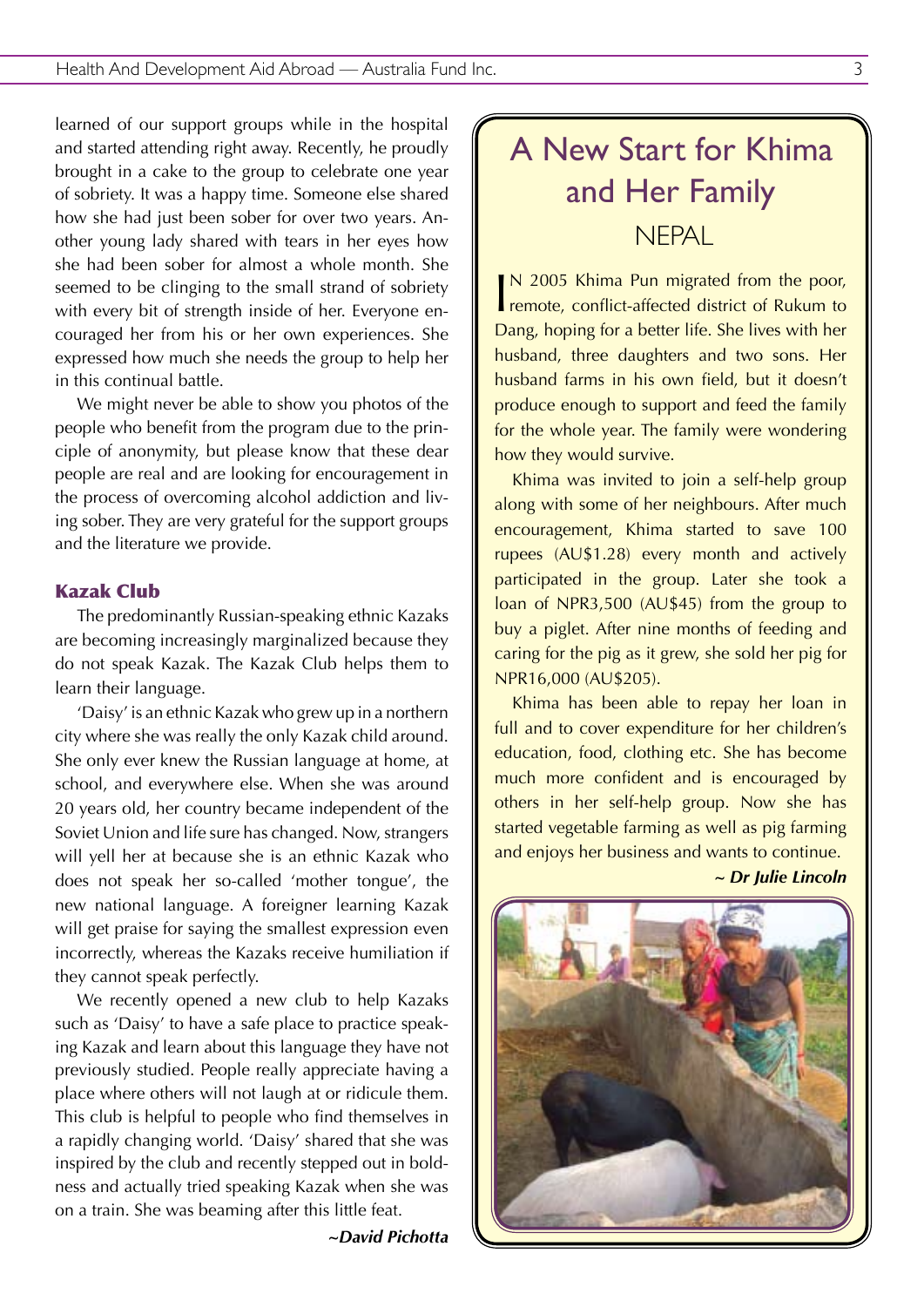learned of our support groups while in the hospital and started attending right away. Recently, he proudly brought in a cake to the group to celebrate one year of sobriety. It was a happy time. Someone else shared how she had just been sober for over two years. Another young lady shared with tears in her eyes how she had been sober for almost a whole month. She seemed to be clinging to the small strand of sobriety with every bit of strength inside of her. Everyone encouraged her from his or her own experiences. She expressed how much she needs the group to help her in this continual battle.

We might never be able to show you photos of the people who benefit from the program due to the principle of anonymity, but please know that these dear people are real and are looking for encouragement in the process of overcoming alcohol addiction and living sober. They are very grateful for the support groups and the literature we provide.

### Kazak Club

The predominantly Russian-speaking ethnic Kazaks are becoming increasingly marginalized because they do not speak Kazak. The Kazak Club helps them to learn their language.

'Daisy' is an ethnic Kazak who grew up in a northern city where she was really the only Kazak child around. She only ever knew the Russian language at home, at school, and everywhere else. When she was around 20 years old, her country became independent of the Soviet Union and life sure has changed. Now, strangers will yell her at because she is an ethnic Kazak who does not speak her so-called 'mother tongue', the new national language. A foreigner learning Kazak will get praise for saying the smallest expression even incorrectly, whereas the Kazaks receive humiliation if they cannot speak perfectly.

We recently opened a new club to help Kazaks such as 'Daisy' to have a safe place to practice speaking Kazak and learn about this language they have not previously studied. People really appreciate having a place where others will not laugh at or ridicule them. This club is helpful to people who find themselves in a rapidly changing world. 'Daisy' shared that she was inspired by the club and recently stepped out in boldness and actually tried speaking Kazak when she was on a train. She was beaming after this little feat.

***~David Pichotta***

## A New Start for Khima and Her Family

### NEPAL

IN 2005 Khima Pun migrated from the poor, remote, conflict-affected district of Rukum to Dang, hoping for a better life. She lives with her husband, three daughters and two sons. Her husband farms in his own field, but it doesn't produce enough to support and feed the family for the whole year. The family were wondering how they would survive.

Khima was invited to join a self-help group along with some of her neighbours. After much encouragement, Khima started to save 100 rupees (AU$1.28) every month and actively participated in the group. Later she took a loan of NPR3,500 (AU$45) from the group to buy a piglet. After nine months of feeding and caring for the pig as it grew, she sold her pig for NPR16,000 (AU$205).

Khima has been able to repay her loan in full and to cover expenditure for her children's education, food, clothing etc. She has become much more confident and is encouraged by others in her self-help group. Now she has started vegetable farming as well as pig farming and enjoys her business and wants to continue.

***~ Dr Julie Lincoln***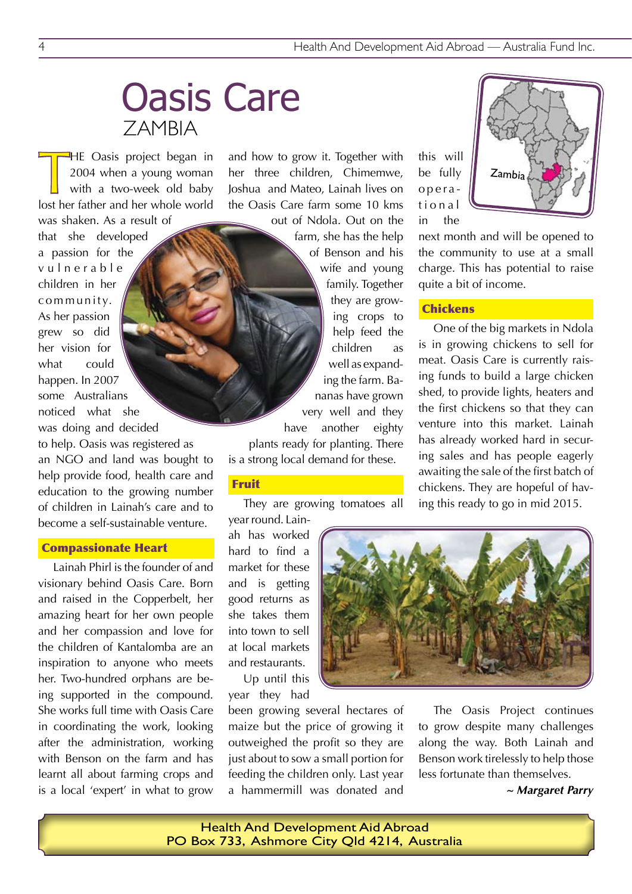# Oasis Care

## ZAMBIA

THE Oasis project began in 2004 when a young woman with a two-week old baby lost her father and her whole world was shaken. As a result of that she developed a passion for the vulnerable children in her community. As her passion grew so did her vision for what could happen. In 2007 some Australians noticed what she was doing and decided to help. Oasis was registered as an NGO and land was bought to help provide food, health care and education to the growing number of children in Lainah's care and to become a self-sustainable venture.

### Compassionate Heart

Lainah Phirl is the founder of and visionary behind Oasis Care. Born and raised in the Copperbelt, her amazing heart for her own people and her compassion and love for the children of Kantalomba are an inspiration to anyone who meets her. Two-hundred orphans are being supported in the compound. She works full time with Oasis Care in coordinating the work, looking after the administration, working with Benson on the farm and has learnt all about farming crops and is a local 'expert' in what to grow and how to grow it. Together with her three children, Chimemwe, Joshua and Mateo, Lainah lives on the Oasis Care farm some 10 kms out of Ndola. Out on the farm, she has the help of Benson and his wife and young family. Together they are growing crops to help feed the children as well as expanding the farm. Bananas have grown very well and they have another eighty plants ready for planting. There is a strong local demand for these.

### Fruit

They are growing tomatoes all year round. Lainah has worked hard to find a market for these and is getting good returns as she takes them into town to sell at local markets and restaurants.

Up until this year they had been growing several hectares of maize but the price of growing it outweighed the profit so they are just about to sow a small portion for feeding the children only. Last year a hammermill was donated and this will be fully operational in the next month and will be opened to the community to use at a small charge. This has potential to raise quite a bit of income.

### Chickens

One of the big markets in Ndola is in growing chickens to sell for meat. Oasis Care is currently raising funds to build a large chicken shed, to provide lights, heaters and the first chickens so that they can venture into this market. Lainah has already worked hard in securing sales and has people eagerly awaiting the sale of the first batch of chickens. They are hopeful of having this ready to go in mid 2015.

The Oasis Project continues to grow despite many challenges along the way. Both Lainah and Benson work tirelessly to help those less fortunate than themselves.

*~ **Margaret Parry***

Health And Development Aid Abroad
PO Box 733, Ashmore City Qld 4214, Australia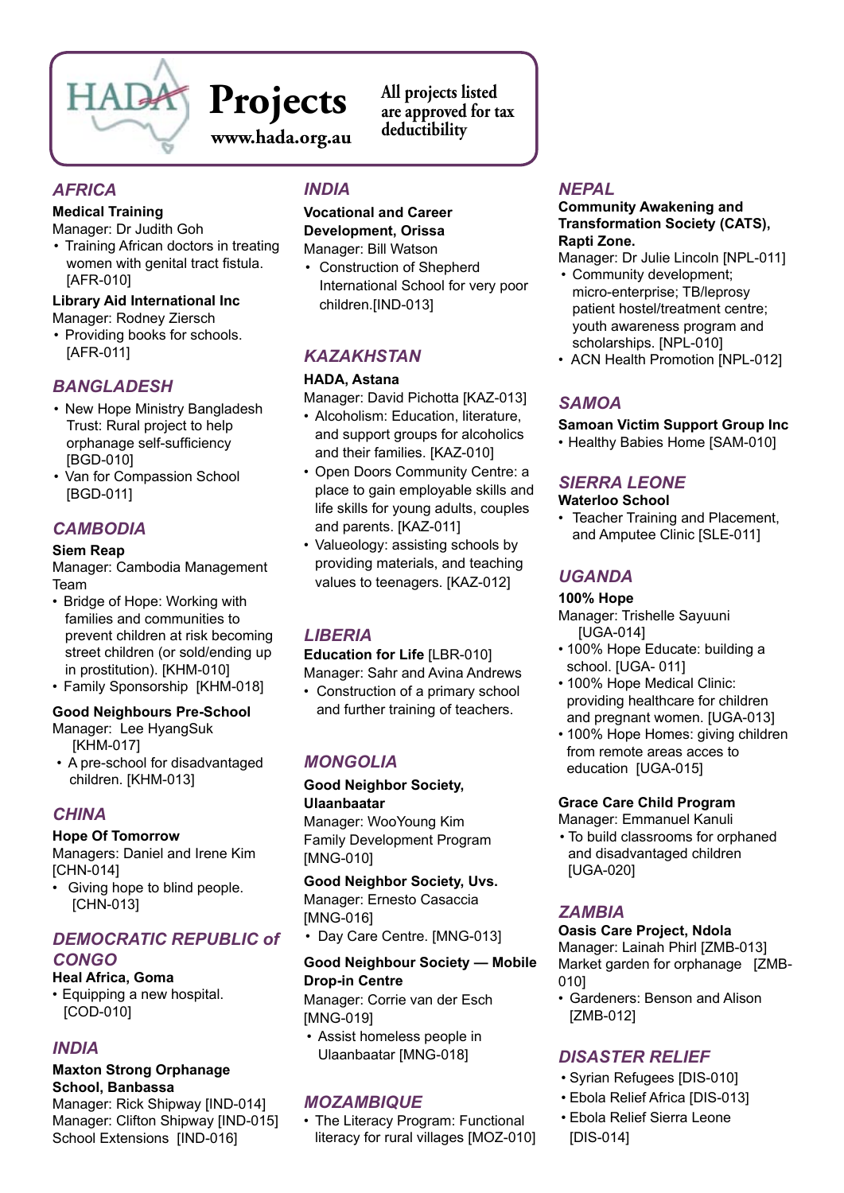# Projects

www.hada.org.au

All projects listed are approved for tax deductibility

## *AFRICA*

**Medical Training**
Manager: Dr Judith Goh

- Training African doctors in treating women with genital tract fistula. [AFR-010]

**Library Aid International Inc**
Manager: Rodney Ziersch

- Providing books for schools. [AFR-011]

## *BANGLADESH*

- New Hope Ministry Bangladesh Trust: Rural project to help orphanage self-sufficiency [BGD-010]
- Van for Compassion School [BGD-011]

## *CAMBODIA*

**Siem Reap**
Manager: Cambodia Management Team

- Bridge of Hope: Working with families and communities to prevent children at risk becoming street children (or sold/ending up in prostitution). [KHM-010]
- Family Sponsorship [KHM-018]

**Good Neighbours Pre-School**
Manager: Lee HyangSuk [KHM-017]

- A pre-school for disadvantaged children. [KHM-013]

## *CHINA*

**Hope Of Tomorrow**
Managers: Daniel and Irene Kim [CHN-014]

- Giving hope to blind people. [CHN-013]

## *DEMOCRATIC REPUBLIC of CONGO*

**Heal Africa, Goma**

- Equipping a new hospital. [COD-010]

## *INDIA*

**Maxton Strong Orphanage School, Banbassa**
Manager: Rick Shipway [IND-014]
Manager: Clifton Shipway [IND-015]
School Extensions [IND-016]

## *INDIA*

**Vocational and Career Development, Orissa**
Manager: Bill Watson

- Construction of Shepherd International School for very poor children.[IND-013]

## *KAZAKHSTAN*

**HADA, Astana**
Manager: David Pichotta [KAZ-013]

- Alcoholism: Education, literature, and support groups for alcoholics and their families. [KAZ-010]
- Open Doors Community Centre: a place to gain employable skills and life skills for young adults, couples and parents. [KAZ-011]
- Valueology: assisting schools by providing materials, and teaching values to teenagers. [KAZ-012]

## *LIBERIA*

**Education for Life** [LBR-010]
Manager: Sahr and Avina Andrews

- Construction of a primary school and further training of teachers.

## *MONGOLIA*

**Good Neighbor Society, Ulaanbaatar**
Manager: WooYoung Kim
Family Development Program [MNG-010]

**Good Neighbor Society, Uvs.**
Manager: Ernesto Casaccia [MNG-016]

- Day Care Centre. [MNG-013]

**Good Neighbour Society — Mobile Drop-in Centre**
Manager: Corrie van der Esch [MNG-019]

- Assist homeless people in Ulaanbaatar [MNG-018]

## *MOZAMBIQUE*

- The Literacy Program: Functional literacy for rural villages [MOZ-010]

## *NEPAL*

**Community Awakening and Transformation Society (CATS), Rapti Zone.**
Manager: Dr Julie Lincoln [NPL-011]

- Community development; micro-enterprise; TB/leprosy patient hostel/treatment centre; youth awareness program and scholarships. [NPL-010]
- ACN Health Promotion [NPL-012]

## *SAMOA*

**Samoan Victim Support Group Inc**

- Healthy Babies Home [SAM-010]

## *SIERRA LEONE*

**Waterloo School**

- Teacher Training and Placement, and Amputee Clinic [SLE-011]

## *UGANDA*

**100% Hope**
Manager: Trishelle Sayuuni [UGA-014]

- 100% Hope Educate: building a school. [UGA- 011]
- 100% Hope Medical Clinic: providing healthcare for children and pregnant women. [UGA-013]
- 100% Hope Homes: giving children from remote areas acces to education [UGA-015]

**Grace Care Child Program**
Manager: Emmanuel Kanuli

- To build classrooms for orphaned and disadvantaged children [UGA-020]

## *ZAMBIA*

**Oasis Care Project, Ndola**
Manager: Lainah Phirl [ZMB-013]
Market garden for orphanage [ZMB-010]

- Gardeners: Benson and Alison [ZMB-012]

## *DISASTER RELIEF*

- Syrian Refugees [DIS-010]
- Ebola Relief Africa [DIS-013]
- Ebola Relief Sierra Leone [DIS-014]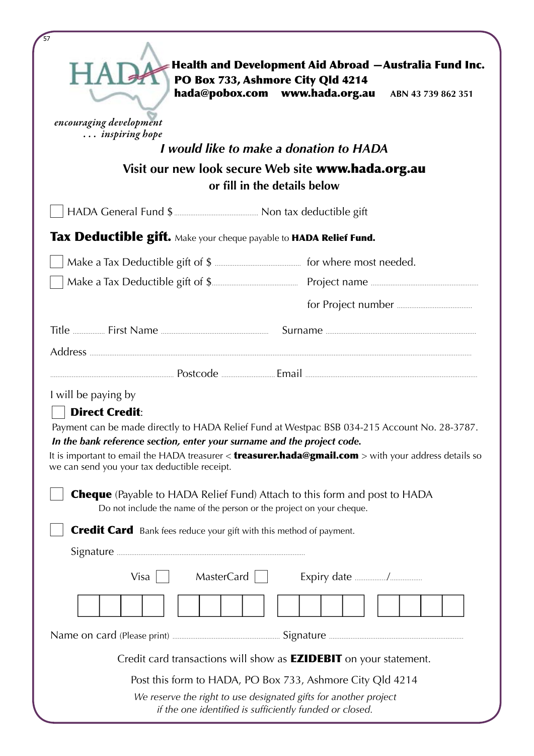HADA

**Health and Development Aid Abroad —Australia Fund Inc.**
**PO Box 733, Ashmore City Qld 4214**
**hada@pobox.com www.hada.org.au** ABN 43 739 862 351

*encouraging development*
*. . . inspiring hope*

### *I would like to make a donation to HADA*

### Visit our new look secure Web site www.hada.org.au
### or fill in the details below

☐ HADA General Fund $ .................... Non tax deductible gift

**Tax Deductible gift.** Make your cheque payable to **HADA Relief Fund.**

☐ Make a Tax Deductible gift of $ .................... for where most needed.

☐ Make a Tax Deductible gift of $.................... Project name ....................

for Project number ....................

Title .......... First Name .................... Surname ....................

Address ........................................

.................... Postcode .......... Email ....................

I will be paying by

☐ **Direct Credit**:

Payment can be made directly to HADA Relief Fund at Westpac BSB 034-215 Account No. 28-3787.
***In the bank reference section, enter your surname and the project code.***
It is important to email the HADA treasurer < **treasurer.hada@gmail.com** > with your address details so we can send you your tax deductible receipt.

☐ **Cheque** (Payable to HADA Relief Fund) Attach to this form and post to HADA
Do not include the name of the person or the project on your cheque.

☐ **Credit Card** Bank fees reduce your gift with this method of payment.

Signature ....................

Visa ☐ MasterCard ☐ Expiry date ........../..........

| | | | | | | | | | | | | | | | |
|---|---|---|---|---|---|---|---|---|---|---|---|---|---|---|---|
| | | | | | | | | | | | | | | | |

Name on card (Please print) .................... Signature ....................

Credit card transactions will show as **EZIDEBIT** on your statement.

Post this form to HADA, PO Box 733, Ashmore City Qld 4214

*We reserve the right to use designated gifts for another project if the one identified is sufficiently funded or closed.*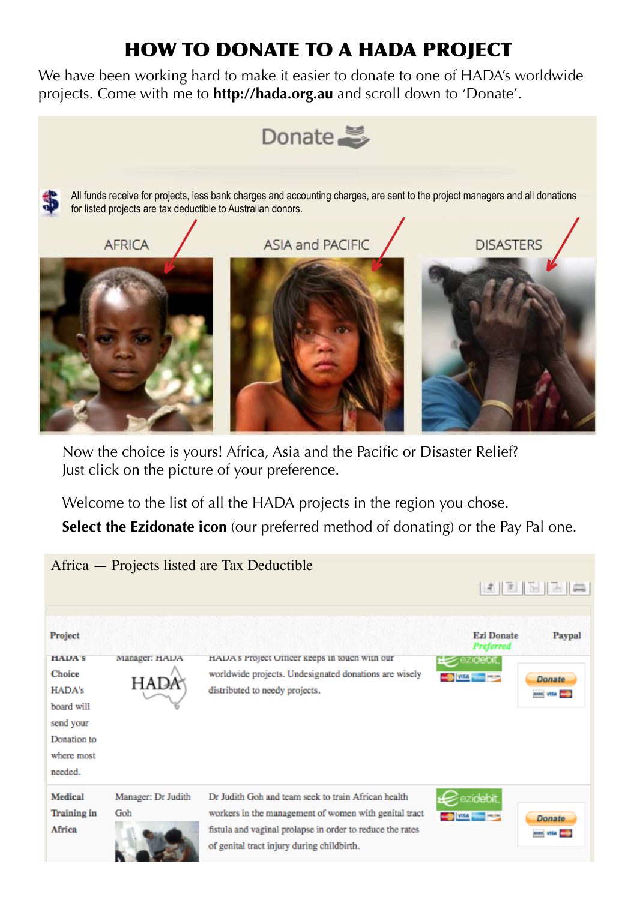# HOW TO DONATE TO A HADA PROJECT

We have been working hard to make it easier to donate to one of HADA's worldwide projects. Come with me to **http://hada.org.au** and scroll down to 'Donate'.

Donate

All funds receive for projects, less bank charges and accounting charges, are sent to the project managers and all donations for listed projects are tax deductible to Australian donors.

AFRICA | ASIA and PACIFIC | DISASTERS

Now the choice is yours! Africa, Asia and the Pacific or Disaster Relief? Just click on the picture of your preference.

Welcome to the list of all the HADA projects in the region you chose.

**Select the Ezidonate icon** (our preferred method of donating) or the Pay Pal one.

Africa — Projects listed are Tax Deductible

| Project | | | Ezi Donate *Preferred* | Paypal |
|---|---|---|---|---|
| HADA's Choice HADA's board will send your Donation to where most needed. | Manager: HADA | HADA's Project Officer keeps in touch with our worldwide projects. Undesignated donations are wisely distributed to needy projects. | ezidebit | Donate |
| Medical Training in Africa | Manager: Dr Judith Goh | Dr Judith Goh and team seek to train African health workers in the management of women with genital tract fistula and vaginal prolapse in order to reduce the rates of genital tract injury during childbirth. | ezidebit | Donate |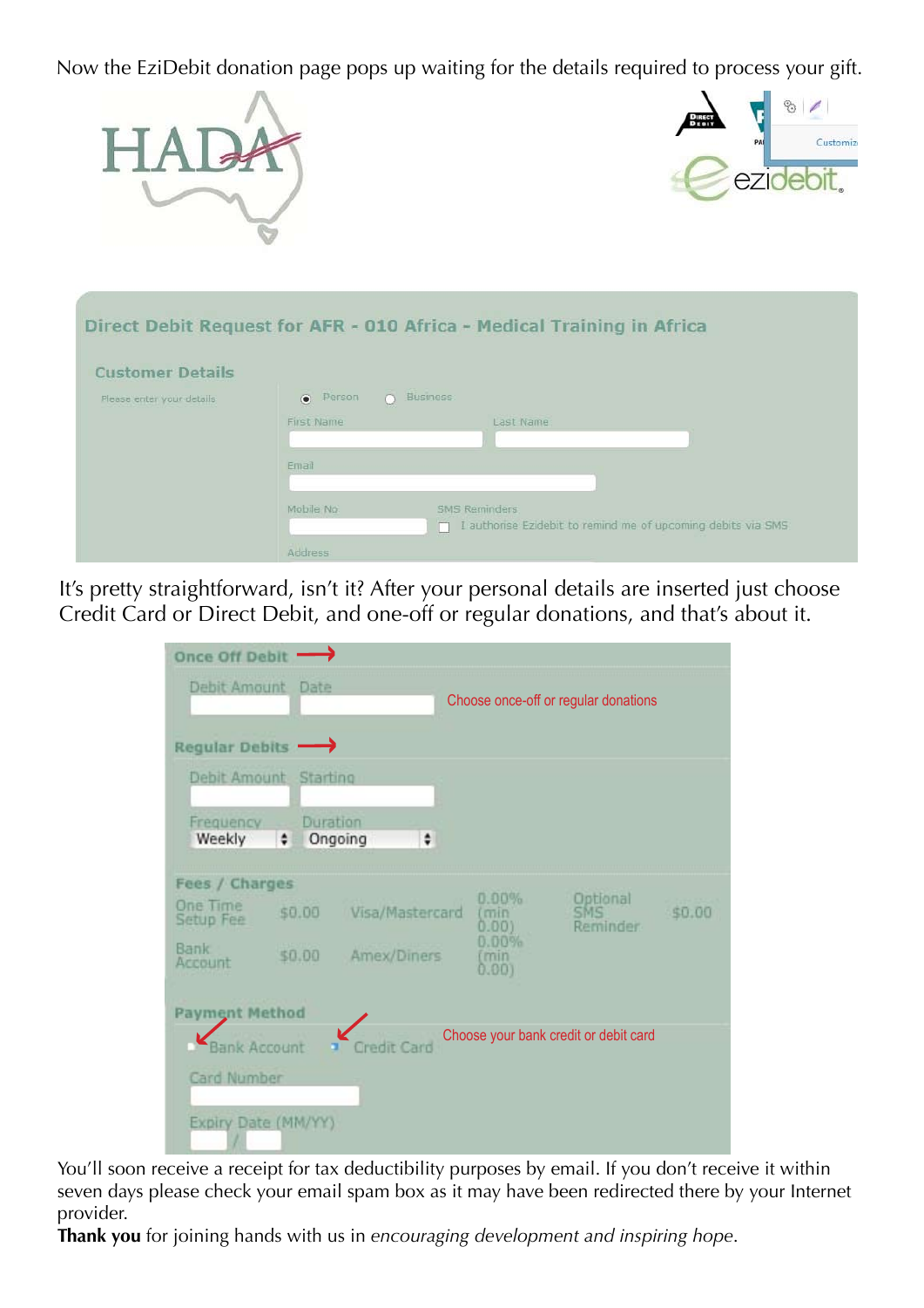Now the EziDebit donation page pops up waiting for the details required to process your gift.

HADA

ezidebit

Direct Debit Request for AFR - 010 Africa - Medical Training in Africa

Customer Details

Please enter your details

Person Business

First Name Last Name

Email

Mobile No SMS Reminders

I authorise Ezidebit to remind me of upcoming debits via SMS

Address

It's pretty straightforward, isn't it? After your personal details are inserted just choose Credit Card or Direct Debit, and one-off or regular donations, and that's about it.

Once Off Debit

Debit Amount Date

Choose once-off or regular donations

Regular Debits

Debit Amount Starting

Frequency Duration

Weekly Ongoing

Fees / Charges

| | | | | | |
|---|---|---|---|---|---|
| One Time Setup Fee | $0.00 | Visa/Mastercard | 0.00% (min 0.00) | Optional SMS Reminder | $0.00 |
| Bank Account | $0.00 | Amex/Diners | 0.00% (min 0.00) | | |

Payment Method

Bank Account Credit Card

Choose your bank credit or debit card

Card Number

Expiry Date (MM/YY)

You'll soon receive a receipt for tax deductibility purposes by email. If you don't receive it within seven days please check your email spam box as it may have been redirected there by your Internet provider.

**Thank you** for joining hands with us in *encouraging development and inspiring hope*.